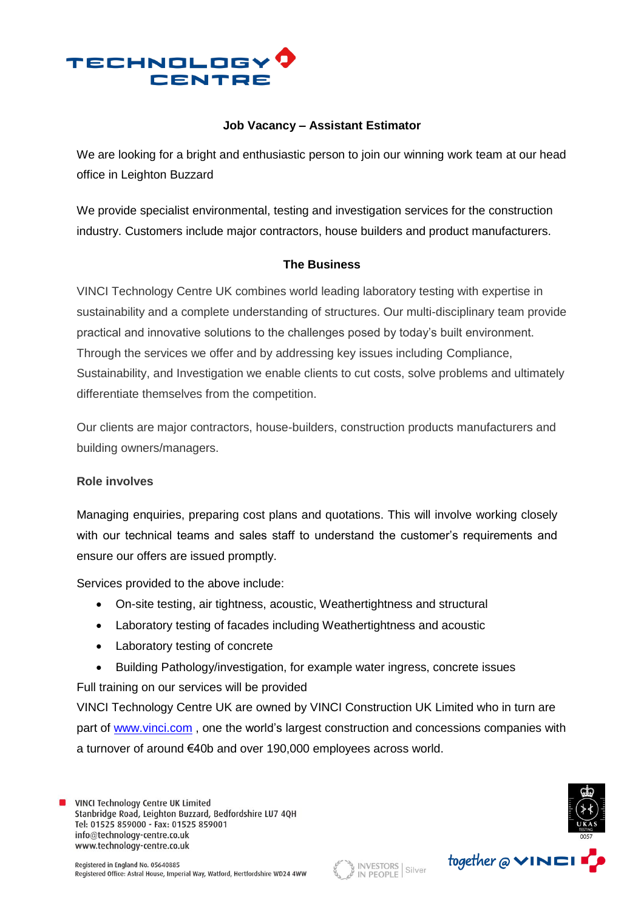# Job Vacancy – Assistant Estimator

We are looking for a bright and enthusiastic person to join our winning work team at our head office in Leighton Buzzard

We provide specialist environmental, testing and investigation services for the construction industry. Customers include major contractors, house builders and product manufacturers.

## The Business

VINCI Technology Centre UK combines world leading laboratory testing with expertise in sustainability and a complete understanding of structures. Our multi-disciplinary team provide practical and innovative solutions to the challenges posed by today's built environment. Through the services we offer and by addressing key issues including Compliance, Sustainability, and Investigation we enable clients to cut costs, solve problems and ultimately differentiate themselves from the competition.

Our clients are major contractors, house-builders, construction products manufacturers and building owners/managers.

### Role involves

Managing enquiries, preparing cost plans and quotations. This will involve working closely with our technical teams and sales staff to understand the customer's requirements and ensure our offers are issued promptly.

Services provided to the above include:

- On-site testing, air tightness, acoustic, Weathertightness and structural
- Laboratory testing of facades including Weathertightness and acoustic
- Laboratory testing of concrete
- Building Pathology/investigation, for example water ingress, concrete issues

Full training on our services will be provided

VINCI Technology Centre UK are owned by VINCI Construction UK Limited who in turn are part of www.vinci.com , one the world's largest construction and concessions companies with a turnover of around €40b and over 190,000 employees across world.

VINCI Technology Centre UK Limited
Stanbridge Road, Leighton Buzzard, Bedfordshire LU7 4QH
Tel: 01525 859000 - Fax: 01525 859001
info@technology-centre.co.uk
www.technology-centre.co.uk

Registered in England No. 05640885
Registered Office: Astral House, Imperial Way, Watford, Hertfordshire WD24 4WW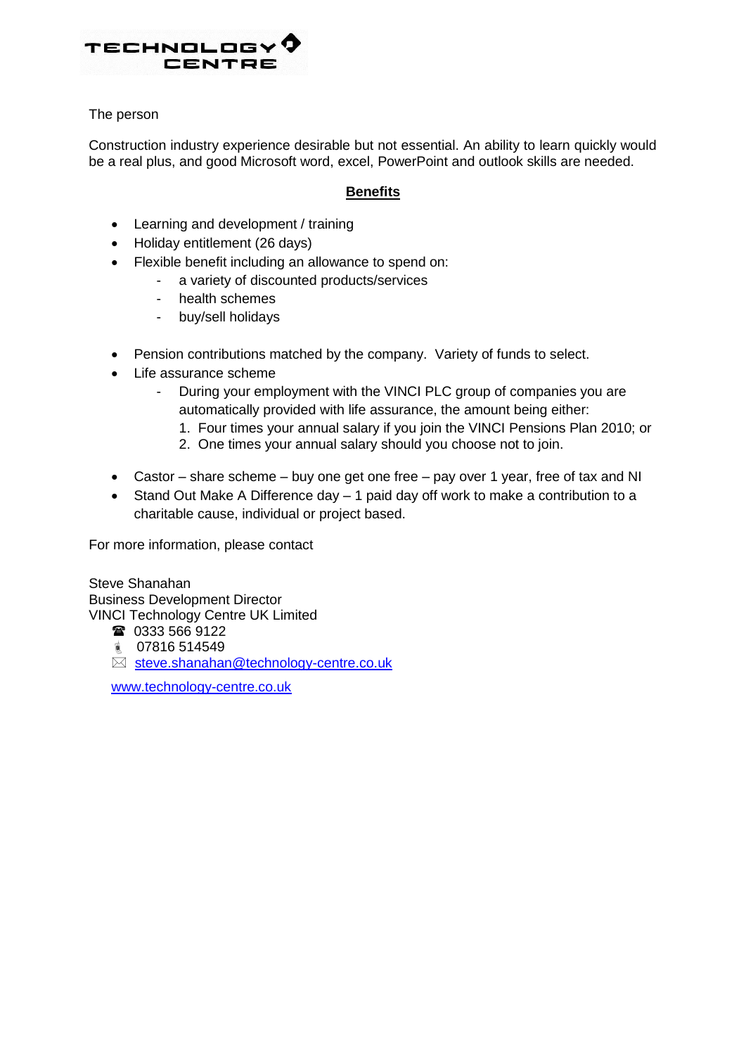The person

Construction industry experience desirable but not essential. An ability to learn quickly would be a real plus, and good Microsoft word, excel, PowerPoint and outlook skills are needed.

## Benefits

- Learning and development / training
- Holiday entitlement (26 days)
- Flexible benefit including an allowance to spend on:
  - a variety of discounted products/services
  - health schemes
  - buy/sell holidays
- Pension contributions matched by the company. Variety of funds to select.
- Life assurance scheme
  - During your employment with the VINCI PLC group of companies you are automatically provided with life assurance, the amount being either:
    1. Four times your annual salary if you join the VINCI Pensions Plan 2010; or
    2. One times your annual salary should you choose not to join.
- Castor – share scheme – buy one get one free – pay over 1 year, free of tax and NI
- Stand Out Make A Difference day – 1 paid day off work to make a contribution to a charitable cause, individual or project based.

For more information, please contact

Steve Shanahan
Business Development Director
VINCI Technology Centre UK Limited

- ☎ 0333 566 9122
- 07816 514549
- ✉ steve.shanahan@technology-centre.co.uk

www.technology-centre.co.uk